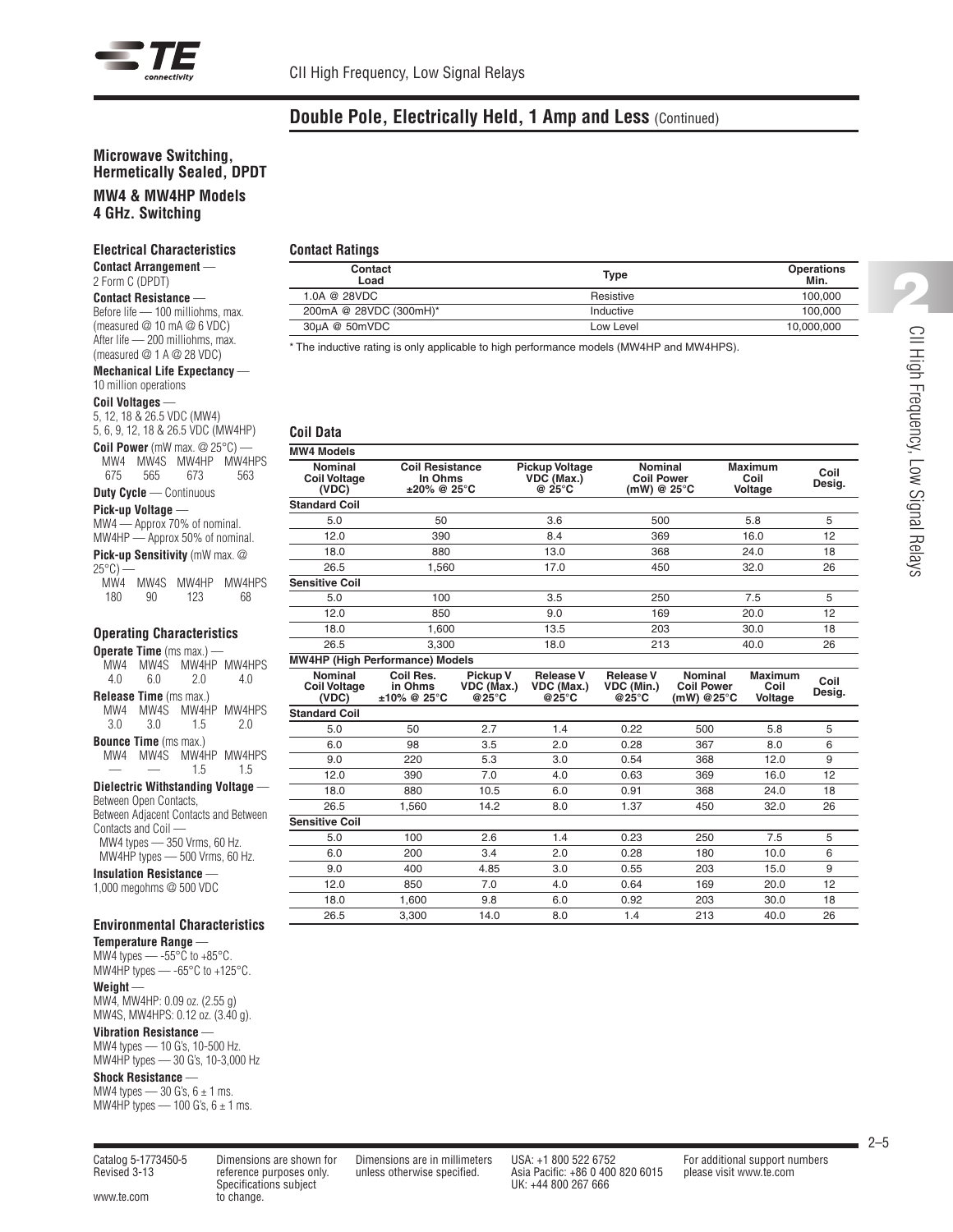CII High Frequency, Low Signal Relays

## Double Pole, Electrically Held, 1 Amp and Less (Continued)

### Microwave Switching, Hermetically Sealed, DPDT

### MW4 & MW4HP Models 4 GHz. Switching

#### Electrical Characteristics

**Contact Arrangement** —
2 Form C (DPDT)

**Contact Resistance** —
Before life — 100 milliohms, max. (measured @ 10 mA @ 6 VDC)
After life — 200 milliohms, max. (measured @ 1 A @ 28 VDC)

**Mechanical Life Expectancy** —
10 million operations

**Coil Voltages** —
5, 12, 18 & 26.5 VDC (MW4)
5, 6, 9, 12, 18 & 26.5 VDC (MW4HP)

**Coil Power** (mW max. @ 25°C) —

| MW4 | MW4S | MW4HP | MW4HPS |
|---|---|---|---|
| 675 | 565 | 673 | 563 |

**Duty Cycle** — Continuous

**Pick-up Voltage** —
MW4 — Approx 70% of nominal.
MW4HP — Approx 50% of nominal.

**Pick-up Sensitivity** (mW max. @ 25°C) —

| MW4 | MW4S | MW4HP | MW4HPS |
|---|---|---|---|
| 180 | 90 | 123 | 68 |

#### Operating Characteristics

**Operate Time** (ms max.) —

| MW4 | MW4S | MW4HP | MW4HPS |
|---|---|---|---|
| 4.0 | 6.0 | 2.0 | 4.0 |

**Release Time** (ms max.)

| MW4 | MW4S | MW4HP | MW4HPS |
|---|---|---|---|
| 3.0 | 3.0 | 1.5 | 2.0 |

**Bounce Time** (ms max.)

| MW4 | MW4S | MW4HP | MW4HPS |
|---|---|---|---|
| — | — | 1.5 | 1.5 |

**Dielectric Withstanding Voltage** —
Between Open Contacts, Between Adjacent Contacts and Between Contacts and Coil —
MW4 types — 350 Vrms, 60 Hz.
MW4HP types — 500 Vrms, 60 Hz.

**Insulation Resistance** —
1,000 megohms @ 500 VDC

#### Environmental Characteristics

**Temperature Range** —
MW4 types — -55°C to +85°C.
MW4HP types — -65°C to +125°C.

**Weight** —
MW4, MW4HP: 0.09 oz. (2.55 g)
MW4S, MW4HPS: 0.12 oz. (3.40 g).

**Vibration Resistance** —
MW4 types — 10 G's, 10-500 Hz.
MW4HP types — 30 G's, 10-3,000 Hz

**Shock Resistance** —
MW4 types — 30 G's, 6 ± 1 ms.
MW4HP types — 100 G's, 6 ± 1 ms.

#### Contact Ratings

| Contact Load | Type | Operations Min. |
|---|---|---|
| 1.0A @ 28VDC | Resistive | 100,000 |
| 200mA @ 28VDC (300mH)* | Inductive | 100,000 |
| 30µA @ 50mVDC | Low Level | 10,000,000 |

\* The inductive rating is only applicable to high performance models (MW4HP and MW4HPS).

#### Coil Data

**MW4 Models**

| Nominal Coil Voltage (VDC) | Coil Resistance In Ohms ±20% @ 25°C | Pickup Voltage VDC (Max.) @ 25°C | Nominal Coil Power (mW) @ 25°C | Maximum Coil Voltage | Coil Desig. |
|---|---|---|---|---|---|
| **Standard Coil** | | | | | |
| 5.0 | 50 | 3.6 | 500 | 5.8 | 5 |
| 12.0 | 390 | 8.4 | 369 | 16.0 | 12 |
| 18.0 | 880 | 13.0 | 368 | 24.0 | 18 |
| 26.5 | 1,560 | 17.0 | 450 | 32.0 | 26 |
| **Sensitive Coil** | | | | | |
| 5.0 | 100 | 3.5 | 250 | 7.5 | 5 |
| 12.0 | 850 | 9.0 | 169 | 20.0 | 12 |
| 18.0 | 1,600 | 13.5 | 203 | 30.0 | 18 |
| 26.5 | 3,300 | 18.0 | 213 | 40.0 | 26 |

**MW4HP (High Performance) Models**

| Nominal Coil Voltage (VDC) | Coil Res. in Ohms ±10% @ 25°C | Pickup V VDC (Max.) @25°C | Release V VDC (Max.) @25°C | Release V VDC (Min.) @25°C | Nominal Coil Power (mW) @25°C | Maximum Coil Voltage | Coil Desig. |
|---|---|---|---|---|---|---|---|
| **Standard Coil** | | | | | | | |
| 5.0 | 50 | 2.7 | 1.4 | 0.22 | 500 | 5.8 | 5 |
| 6.0 | 98 | 3.5 | 2.0 | 0.28 | 367 | 8.0 | 6 |
| 9.0 | 220 | 5.3 | 3.0 | 0.54 | 368 | 12.0 | 9 |
| 12.0 | 390 | 7.0 | 4.0 | 0.63 | 369 | 16.0 | 12 |
| 18.0 | 880 | 10.5 | 6.0 | 0.91 | 368 | 24.0 | 18 |
| 26.5 | 1,560 | 14.2 | 8.0 | 1.37 | 450 | 32.0 | 26 |
| **Sensitive Coil** | | | | | | | |
| 5.0 | 100 | 2.6 | 1.4 | 0.23 | 250 | 7.5 | 5 |
| 6.0 | 200 | 3.4 | 2.0 | 0.28 | 180 | 10.0 | 6 |
| 9.0 | 400 | 4.85 | 3.0 | 0.55 | 203 | 15.0 | 9 |
| 12.0 | 850 | 7.0 | 4.0 | 0.64 | 169 | 20.0 | 12 |
| 18.0 | 1,600 | 9.8 | 6.0 | 0.92 | 203 | 30.0 | 18 |
| 26.5 | 3,300 | 14.0 | 8.0 | 1.4 | 213 | 40.0 | 26 |

Catalog 5-1773450-5
Revised 3-13

www.te.com

Dimensions are shown for reference purposes only. Specifications subject to change.

Dimensions are in millimeters unless otherwise specified.

USA: +1 800 522 6752
Asia Pacific: +86 0 400 820 6015
UK: +44 800 267 666

For additional support numbers please visit www.te.com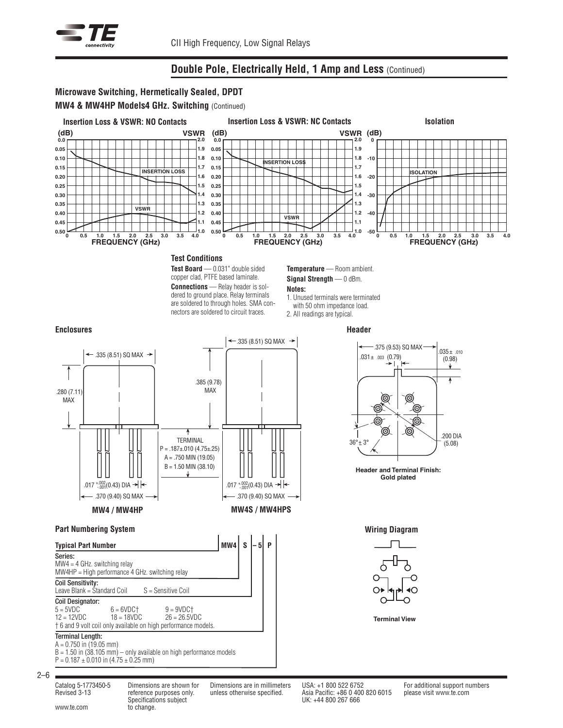## Double Pole, Electrically Held, 1 Amp and Less (Continued)

### Microwave Switching, Hermetically Sealed, DPDT

**MW4 & MW4HP Models4 GHz. Switching** (Continued)

**Insertion Loss & VSWR: NO Contacts**

(dB) VSWR
0.0 0.05 0.10 0.15 0.20 0.25 0.30 0.35 0.40 0.45 0.50
2.0 1.9 1.8 1.7 1.6 1.5 1.4 1.3 1.2 1.1 1.0
INSERTION LOSS
VSWR
0 0.5 1.0 1.5 2.0 2.5 3.0 3.5 4.0
FREQUENCY (GHz)

**Insertion Loss & VSWR: NC Contacts**

(dB) VSWR
0.0 0.05 0.10 0.15 0.20 0.25 0.30 0.35 0.40 0.45 0.50
2.0 1.9 1.8 1.7 1.6 1.5 1.4 1.3 1.2 1.1 1.0
INSERTION LOSS
VSWR
0 0.5 1.0 1.5 2.0 2.5 3.0 3.5 4.0
FREQUENCY (GHz)

**Isolation**

(dB)
0 -10 -20 -30 -40 -50
ISOLATION
0 0.5 1.0 1.5 2.0 2.5 3.0 3.5 4.0
FREQUENCY (GHz)

**Test Conditions**

**Test Board** — 0.031" double sided copper clad, PTFE based laminate.

**Connections** — Relay header is soldered to ground place. Relay terminals are soldered to through holes. SMA connectors are soldered to circuit traces.

**Temperature** — Room ambient.

**Signal Strength** — 0 dBm.

**Notes:**

1. Unused terminals were terminated with 50 ohm impedance load.
2. All readings are typical.

**Enclosures**

.335 (8.51) SQ MAX
.280 (7.11) MAX
.017 $^{+.002}_{-.001}$ (0.43) DIA
.370 (9.40) SQ MAX

**MW4 / MW4HP**

.335 (8.51) SQ MAX
.385 (9.78) MAX
TERMINAL
P = .187±.010 (4.75±.25)
A = .750 MIN (19.05)
B = 1.50 MIN (38.10)
.017 $^{+.002}_{-.001}$ (0.43) DIA
.370 (9.40) SQ MAX

**MW4S / MW4HPS**

**Header**

.375 (9.53) SQ MAX
.031 ± .003 (0.79)
.035 ± .010 (0.98)
36° ± 3°
.200 DIA (5.08)

**Header and Terminal Finish: Gold plated**

**Part Numbering System**

| Typical Part Number | MW4 | S | – 5 | P |
|---|---|---|---|---|

**Series:**
MW4 = 4 GHz. switching relay
MW4HP = High performance 4 GHz. switching relay

**Coil Sensitivity:**
Leave Blank = Standard Coil  S = Sensitive Coil

**Coil Designator:**
5 = 5VDC  6 = 6VDC†  9 = 9VDC†
12 = 12VDC  18 = 18VDC  26 = 26.5VDC
† 6 and 9 volt coil only available on high performance models.

**Terminal Length:**
A = 0.750 in (19.05 mm)
B = 1.50 in (38.105 mm) – only available on high performance models
P = 0.187 ± 0.010 in (4.75 ± 0.25 mm)

**Wiring Diagram**

Terminal View

Catalog 5-1773450-5
Revised 3-13

www.te.com

Dimensions are shown for reference purposes only. Specifications subject to change.

Dimensions are in millimeters unless otherwise specified.

USA: +1 800 522 6752
Asia Pacific: +86 0 400 820 6015
UK: +44 800 267 666

For additional support numbers please visit www.te.com